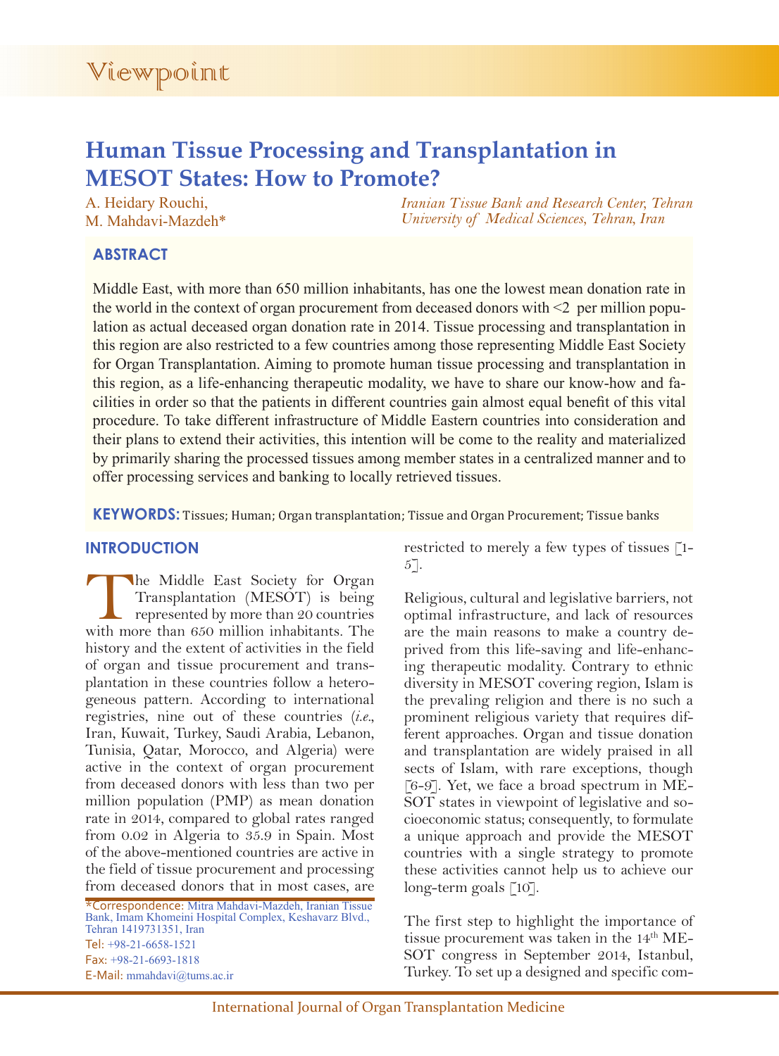Viewpoint

# Human Tissue Processing and Transplantation in MESOT States: How to Promote?

A. Heidary Rouchi,
M. Mahdavi-Mazdeh*

*Iranian Tissue Bank and Research Center, Tehran University of Medical Sciences, Tehran, Iran*

## ABSTRACT

Middle East, with more than 650 million inhabitants, has one the lowest mean donation rate in the world in the context of organ procurement from deceased donors with <2 per million population as actual deceased organ donation rate in 2014. Tissue processing and transplantation in this region are also restricted to a few countries among those representing Middle East Society for Organ Transplantation. Aiming to promote human tissue processing and transplantation in this region, as a life-enhancing therapeutic modality, we have to share our know-how and facilities in order so that the patients in different countries gain almost equal benefit of this vital procedure. To take different infrastructure of Middle Eastern countries into consideration and their plans to extend their activities, this intention will be come to the reality and materialized by primarily sharing the processed tissues among member states in a centralized manner and to offer processing services and banking to locally retrieved tissues.

**KEYWORDS:** Tissues; Human; Organ transplantation; Tissue and Organ Procurement; Tissue banks

## INTRODUCTION

The Middle East Society for Organ Transplantation (MESOT) is being represented by more than 20 countries with more than 650 million inhabitants. The history and the extent of activities in the field of organ and tissue procurement and transplantation in these countries follow a heterogeneous pattern. According to international registries, nine out of these countries (*i.e.*, Iran, Kuwait, Turkey, Saudi Arabia, Lebanon, Tunisia, Qatar, Morocco, and Algeria) were active in the context of organ procurement from deceased donors with less than two per million population (PMP) as mean donation rate in 2014, compared to global rates ranged from 0.02 in Algeria to 35.9 in Spain. Most of the above-mentioned countries are active in the field of tissue procurement and processing from deceased donors that in most cases, are restricted to merely a few types of tissues [1-5].

Religious, cultural and legislative barriers, not optimal infrastructure, and lack of resources are the main reasons to make a country deprived from this life-saving and life-enhancing therapeutic modality. Contrary to ethnic diversity in MESOT covering region, Islam is the prevaling religion and there is no such a prominent religious variety that requires different approaches. Organ and tissue donation and transplantation are widely praised in all sects of Islam, with rare exceptions, though [6-9]. Yet, we face a broad spectrum in MESOT states in viewpoint of legislative and socioeconomic status; consequently, to formulate a unique approach and provide the MESOT countries with a single strategy to promote these activities cannot help us to achieve our long-term goals [10].

The first step to highlight the importance of tissue procurement was taken in the 14[th] MESOT congress in September 2014, Istanbul, Turkey. To set up a designed and specific com-

*Correspondence: Mitra Mahdavi-Mazdeh, Iranian Tissue Bank, Imam Khomeini Hospital Complex, Keshavarz Blvd., Tehran 1419731351, Iran
Tel: +98-21-6658-1521
Fax: +98-21-6693-1818
E-Mail: mmahdavi@tums.ac.ir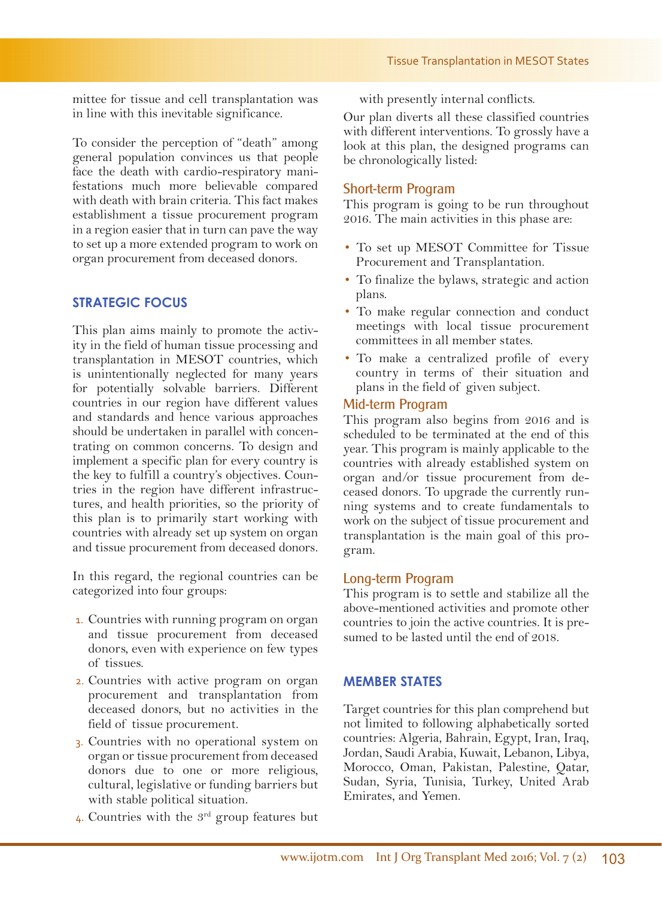mittee for tissue and cell transplantation was in line with this inevitable significance.

To consider the perception of "death" among general population convinces us that people face the death with cardio-respiratory manifestations much more believable compared with death with brain criteria. This fact makes establishment a tissue procurement program in a region easier that in turn can pave the way to set up a more extended program to work on organ procurement from deceased donors.

## STRATEGIC FOCUS

This plan aims mainly to promote the activity in the field of human tissue processing and transplantation in MESOT countries, which is unintentionally neglected for many years for potentially solvable barriers. Different countries in our region have different values and standards and hence various approaches should be undertaken in parallel with concentrating on common concerns. To design and implement a specific plan for every country is the key to fulfill a country's objectives. Countries in the region have different infrastructures, and health priorities, so the priority of this plan is to primarily start working with countries with already set up system on organ and tissue procurement from deceased donors.

In this regard, the regional countries can be categorized into four groups:

1. Countries with running program on organ and tissue procurement from deceased donors, even with experience on few types of tissues.
2. Countries with active program on organ procurement and transplantation from deceased donors, but no activities in the field of tissue procurement.
3. Countries with no operational system on organ or tissue procurement from deceased donors due to one or more religious, cultural, legislative or funding barriers but with stable political situation.
4. Countries with the 3rd group features but with presently internal conflicts.

Our plan diverts all these classified countries with different interventions. To grossly have a look at this plan, the designed programs can be chronologically listed:

### Short-term Program

This program is going to be run throughout 2016. The main activities in this phase are:

- To set up MESOT Committee for Tissue Procurement and Transplantation.
- To finalize the bylaws, strategic and action plans.
- To make regular connection and conduct meetings with local tissue procurement committees in all member states.
- To make a centralized profile of every country in terms of their situation and plans in the field of given subject.

### Mid-term Program

This program also begins from 2016 and is scheduled to be terminated at the end of this year. This program is mainly applicable to the countries with already established system on organ and/or tissue procurement from deceased donors. To upgrade the currently running systems and to create fundamentals to work on the subject of tissue procurement and transplantation is the main goal of this program.

### Long-term Program

This program is to settle and stabilize all the above-mentioned activities and promote other countries to join the active countries. It is presumed to be lasted until the end of 2018.

## MEMBER STATES

Target countries for this plan comprehend but not limited to following alphabetically sorted countries: Algeria, Bahrain, Egypt, Iran, Iraq, Jordan, Saudi Arabia, Kuwait, Lebanon, Libya, Morocco, Oman, Pakistan, Palestine, Qatar, Sudan, Syria, Tunisia, Turkey, United Arab Emirates, and Yemen.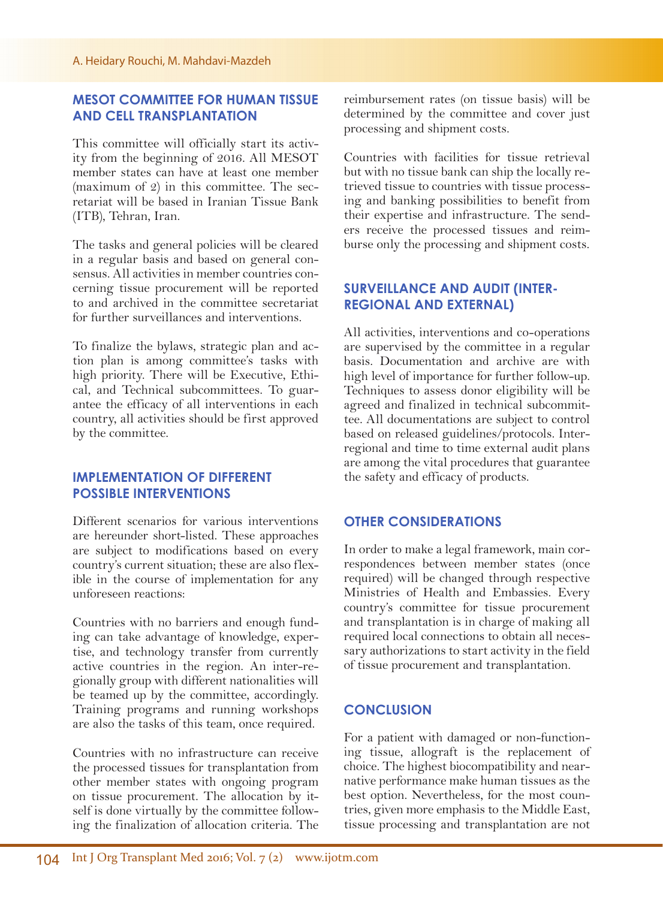## MESOT COMMITTEE FOR HUMAN TISSUE AND CELL TRANSPLANTATION

This committee will officially start its activity from the beginning of 2016. All MESOT member states can have at least one member (maximum of 2) in this committee. The secretariat will be based in Iranian Tissue Bank (ITB), Tehran, Iran.

The tasks and general policies will be cleared in a regular basis and based on general consensus. All activities in member countries concerning tissue procurement will be reported to and archived in the committee secretariat for further surveillances and interventions.

To finalize the bylaws, strategic plan and action plan is among committee's tasks with high priority. There will be Executive, Ethical, and Technical subcommittees. To guarantee the efficacy of all interventions in each country, all activities should be first approved by the committee.

## IMPLEMENTATION OF DIFFERENT POSSIBLE INTERVENTIONS

Different scenarios for various interventions are hereunder short-listed. These approaches are subject to modifications based on every country's current situation; these are also flexible in the course of implementation for any unforeseen reactions:

Countries with no barriers and enough funding can take advantage of knowledge, expertise, and technology transfer from currently active countries in the region. An inter-regionally group with different nationalities will be teamed up by the committee, accordingly. Training programs and running workshops are also the tasks of this team, once required.

Countries with no infrastructure can receive the processed tissues for transplantation from other member states with ongoing program on tissue procurement. The allocation by itself is done virtually by the committee following the finalization of allocation criteria. The reimbursement rates (on tissue basis) will be determined by the committee and cover just processing and shipment costs.

Countries with facilities for tissue retrieval but with no tissue bank can ship the locally retrieved tissue to countries with tissue processing and banking possibilities to benefit from their expertise and infrastructure. The senders receive the processed tissues and reimburse only the processing and shipment costs.

## SURVEILLANCE AND AUDIT (INTER-REGIONAL AND EXTERNAL)

All activities, interventions and co-operations are supervised by the committee in a regular basis. Documentation and archive are with high level of importance for further follow-up. Techniques to assess donor eligibility will be agreed and finalized in technical subcommittee. All documentations are subject to control based on released guidelines/protocols. Inter-regional and time to time external audit plans are among the vital procedures that guarantee the safety and efficacy of products.

## OTHER CONSIDERATIONS

In order to make a legal framework, main correspondences between member states (once required) will be changed through respective Ministries of Health and Embassies. Every country's committee for tissue procurement and transplantation is in charge of making all required local connections to obtain all necessary authorizations to start activity in the field of tissue procurement and transplantation.

## CONCLUSION

For a patient with damaged or non-functioning tissue, allograft is the replacement of choice. The highest biocompatibility and near-native performance make human tissues as the best option. Nevertheless, for the most countries, given more emphasis to the Middle East, tissue processing and transplantation are not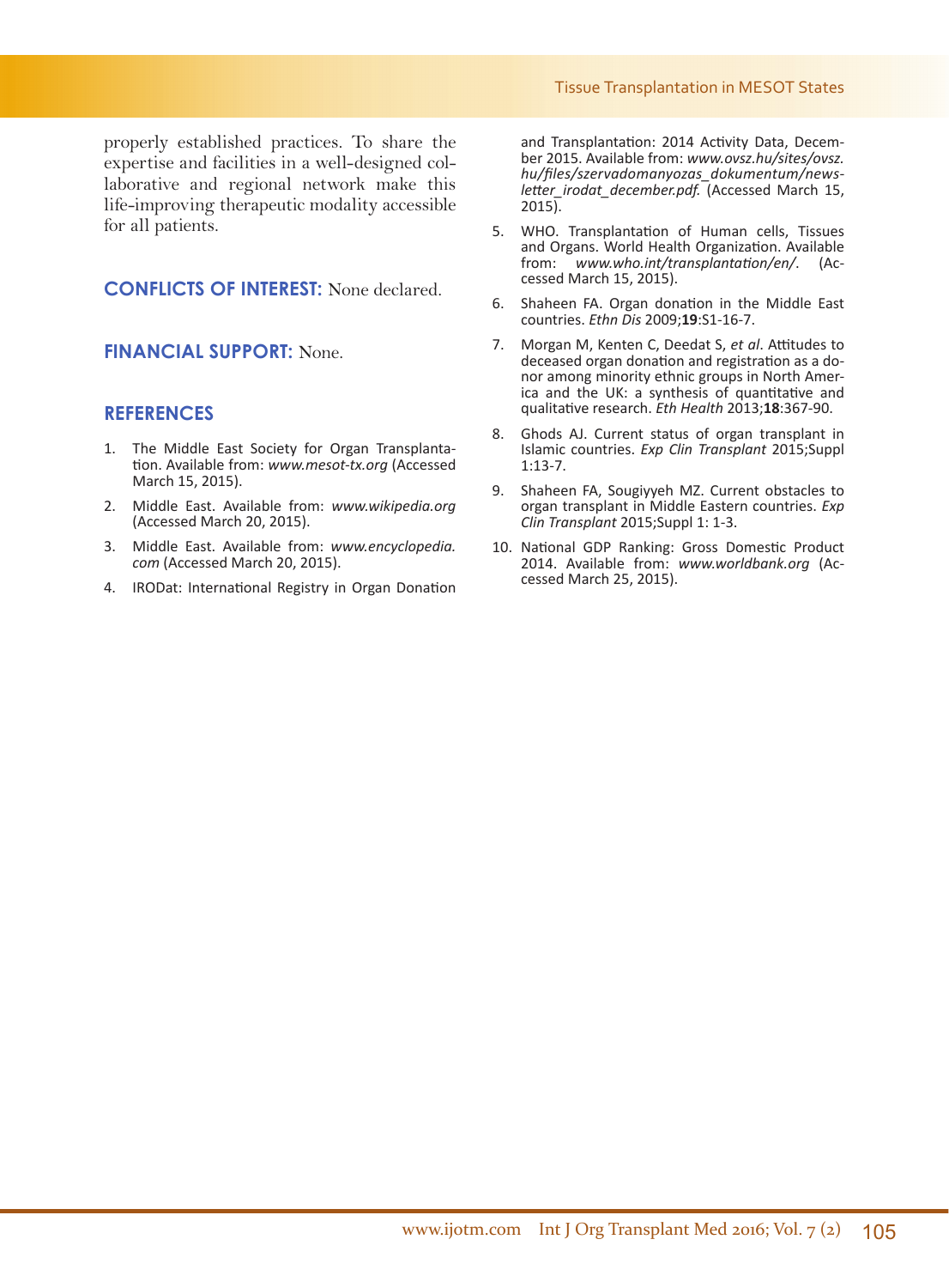properly established practices. To share the expertise and facilities in a well-designed collaborative and regional network make this life-improving therapeutic modality accessible for all patients.

**CONFLICTS OF INTEREST:** None declared.

**FINANCIAL SUPPORT:** None.

## REFERENCES

1. The Middle East Society for Organ Transplantation. Available from: *www.mesot-tx.org* (Accessed March 15, 2015).
2. Middle East. Available from: *www.wikipedia.org* (Accessed March 20, 2015).
3. Middle East. Available from: *www.encyclopedia.com* (Accessed March 20, 2015).
4. IRODat: International Registry in Organ Donation and Transplantation: 2014 Activity Data, December 2015. Available from: *www.ovsz.hu/sites/ovsz.hu/files/szervadomanyozas_dokumentum/newsletter_irodat_december.pdf.* (Accessed March 15, 2015).
5. WHO. Transplantation of Human cells, Tissues and Organs. World Health Organization. Available from: *www.who.int/transplantation/en/*. (Accessed March 15, 2015).
6. Shaheen FA. Organ donation in the Middle East countries. *Ethn Dis* 2009;**19**:S1-16-7.
7. Morgan M, Kenten C, Deedat S, *et al*. Attitudes to deceased organ donation and registration as a donor among minority ethnic groups in North America and the UK: a synthesis of quantitative and qualitative research. *Eth Health* 2013;**18**:367-90.
8. Ghods AJ. Current status of organ transplant in Islamic countries. *Exp Clin Transplant* 2015;Suppl 1:13-7.
9. Shaheen FA, Sougiyyeh MZ. Current obstacles to organ transplant in Middle Eastern countries. *Exp Clin Transplant* 2015;Suppl 1: 1-3.
10. National GDP Ranking: Gross Domestic Product 2014. Available from: *www.worldbank.org* (Accessed March 25, 2015).